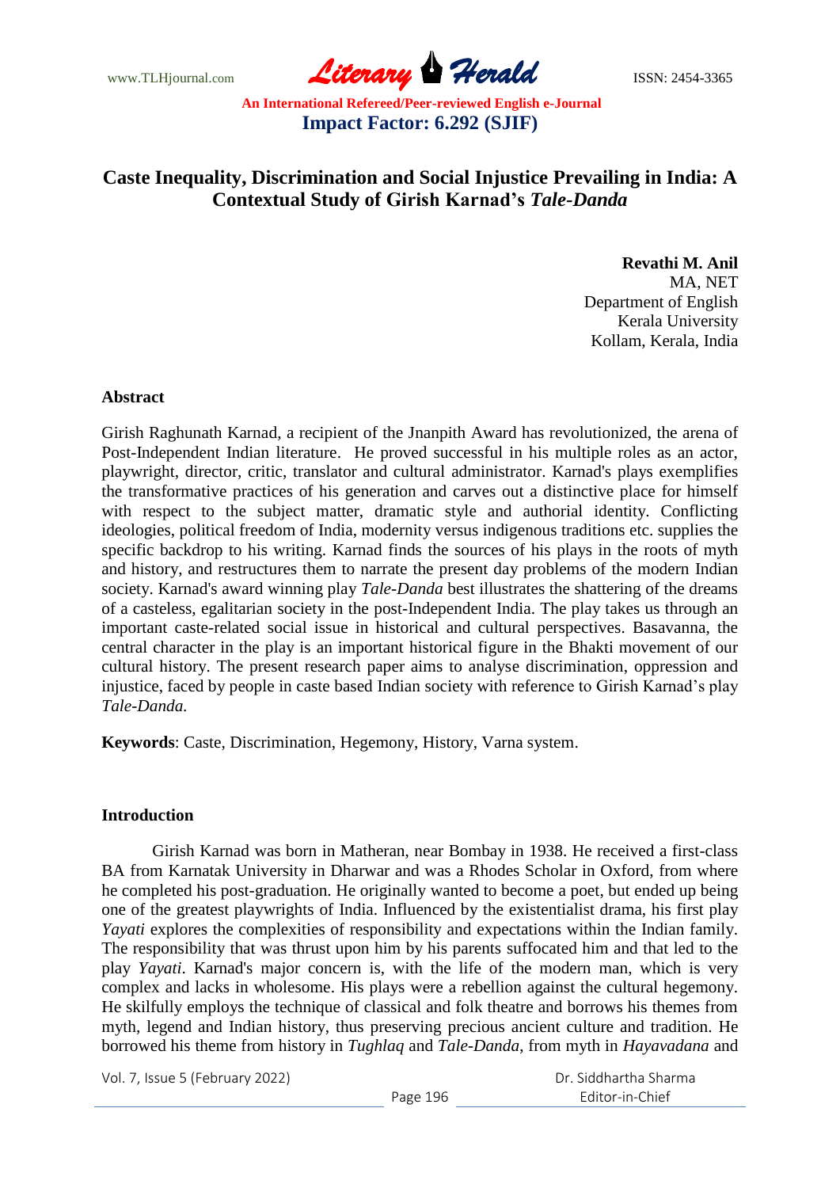# Caste Inequality, Discrimination and Social Injustice Prevailing in India: A Contextual Study of Girish Karnad's *Tale-Danda*

**Revathi M. Anil**
MA, NET
Department of English
Kerala University
Kollam, Kerala, India

## Abstract

Girish Raghunath Karnad, a recipient of the Jnanpith Award has revolutionized, the arena of Post-Independent Indian literature. He proved successful in his multiple roles as an actor, playwright, director, critic, translator and cultural administrator. Karnad's plays exemplifies the transformative practices of his generation and carves out a distinctive place for himself with respect to the subject matter, dramatic style and authorial identity. Conflicting ideologies, political freedom of India, modernity versus indigenous traditions etc. supplies the specific backdrop to his writing. Karnad finds the sources of his plays in the roots of myth and history, and restructures them to narrate the present day problems of the modern Indian society. Karnad's award winning play *Tale-Danda* best illustrates the shattering of the dreams of a casteless, egalitarian society in the post-Independent India. The play takes us through an important caste-related social issue in historical and cultural perspectives. Basavanna, the central character in the play is an important historical figure in the Bhakti movement of our cultural history. The present research paper aims to analyse discrimination, oppression and injustice, faced by people in caste based Indian society with reference to Girish Karnad's play *Tale-Danda.*

**Keywords**: Caste, Discrimination, Hegemony, History, Varna system.

## Introduction

Girish Karnad was born in Matheran, near Bombay in 1938. He received a first-class BA from Karnatak University in Dharwar and was a Rhodes Scholar in Oxford, from where he completed his post-graduation. He originally wanted to become a poet, but ended up being one of the greatest playwrights of India. Influenced by the existentialist drama, his first play *Yayati* explores the complexities of responsibility and expectations within the Indian family. The responsibility that was thrust upon him by his parents suffocated him and that led to the play *Yayati*. Karnad's major concern is, with the life of the modern man, which is very complex and lacks in wholesome. His plays were a rebellion against the cultural hegemony. He skilfully employs the technique of classical and folk theatre and borrows his themes from myth, legend and Indian history, thus preserving precious ancient culture and tradition. He borrowed his theme from history in *Tughlaq* and *Tale-Danda*, from myth in *Hayavadana* and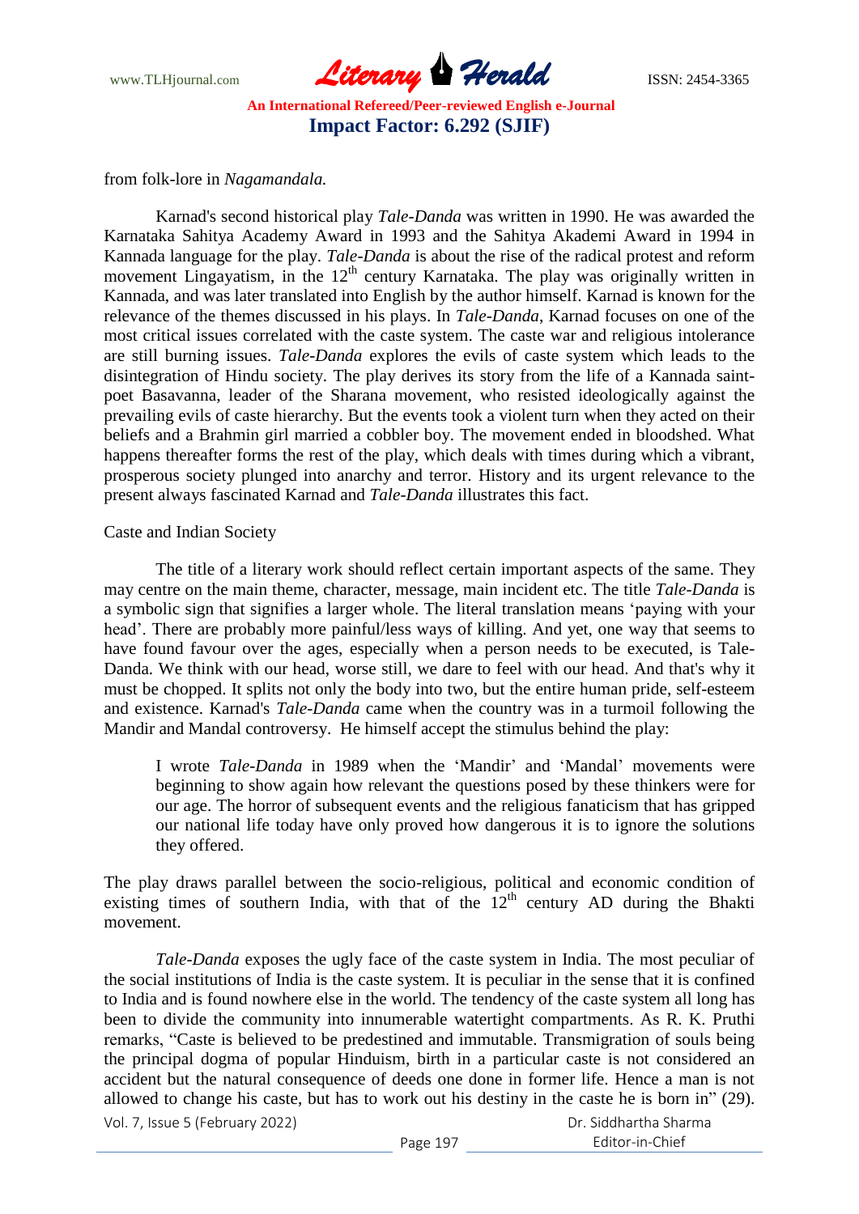from folk-lore in *Nagamandala.*

Karnad's second historical play *Tale-Danda* was written in 1990. He was awarded the Karnataka Sahitya Academy Award in 1993 and the Sahitya Akademi Award in 1994 in Kannada language for the play. *Tale-Danda* is about the rise of the radical protest and reform movement Lingayatism, in the $12^{th}$ century Karnataka. The play was originally written in Kannada, and was later translated into English by the author himself. Karnad is known for the relevance of the themes discussed in his plays. In *Tale-Danda*, Karnad focuses on one of the most critical issues correlated with the caste system. The caste war and religious intolerance are still burning issues. *Tale-Danda* explores the evils of caste system which leads to the disintegration of Hindu society. The play derives its story from the life of a Kannada saint-poet Basavanna, leader of the Sharana movement, who resisted ideologically against the prevailing evils of caste hierarchy. But the events took a violent turn when they acted on their beliefs and a Brahmin girl married a cobbler boy. The movement ended in bloodshed. What happens thereafter forms the rest of the play, which deals with times during which a vibrant, prosperous society plunged into anarchy and terror. History and its urgent relevance to the present always fascinated Karnad and *Tale-Danda* illustrates this fact.

Caste and Indian Society

The title of a literary work should reflect certain important aspects of the same. They may centre on the main theme, character, message, main incident etc. The title *Tale-Danda* is a symbolic sign that signifies a larger whole. The literal translation means 'paying with your head'. There are probably more painful/less ways of killing. And yet, one way that seems to have found favour over the ages, especially when a person needs to be executed, is Tale-Danda. We think with our head, worse still, we dare to feel with our head. And that's why it must be chopped. It splits not only the body into two, but the entire human pride, self-esteem and existence. Karnad's *Tale-Danda* came when the country was in a turmoil following the Mandir and Mandal controversy. He himself accept the stimulus behind the play:

> I wrote *Tale-Danda* in 1989 when the 'Mandir' and 'Mandal' movements were beginning to show again how relevant the questions posed by these thinkers were for our age. The horror of subsequent events and the religious fanaticism that has gripped our national life today have only proved how dangerous it is to ignore the solutions they offered.

The play draws parallel between the socio-religious, political and economic condition of existing times of southern India, with that of the $12^{th}$ century AD during the Bhakti movement.

*Tale-Danda* exposes the ugly face of the caste system in India. The most peculiar of the social institutions of India is the caste system. It is peculiar in the sense that it is confined to India and is found nowhere else in the world. The tendency of the caste system all long has been to divide the community into innumerable watertight compartments. As R. K. Pruthi remarks, "Caste is believed to be predestined and immutable. Transmigration of souls being the principal dogma of popular Hinduism, birth in a particular caste is not considered an accident but the natural consequence of deeds one done in former life. Hence a man is not allowed to change his caste, but has to work out his destiny in the caste he is born in" (29).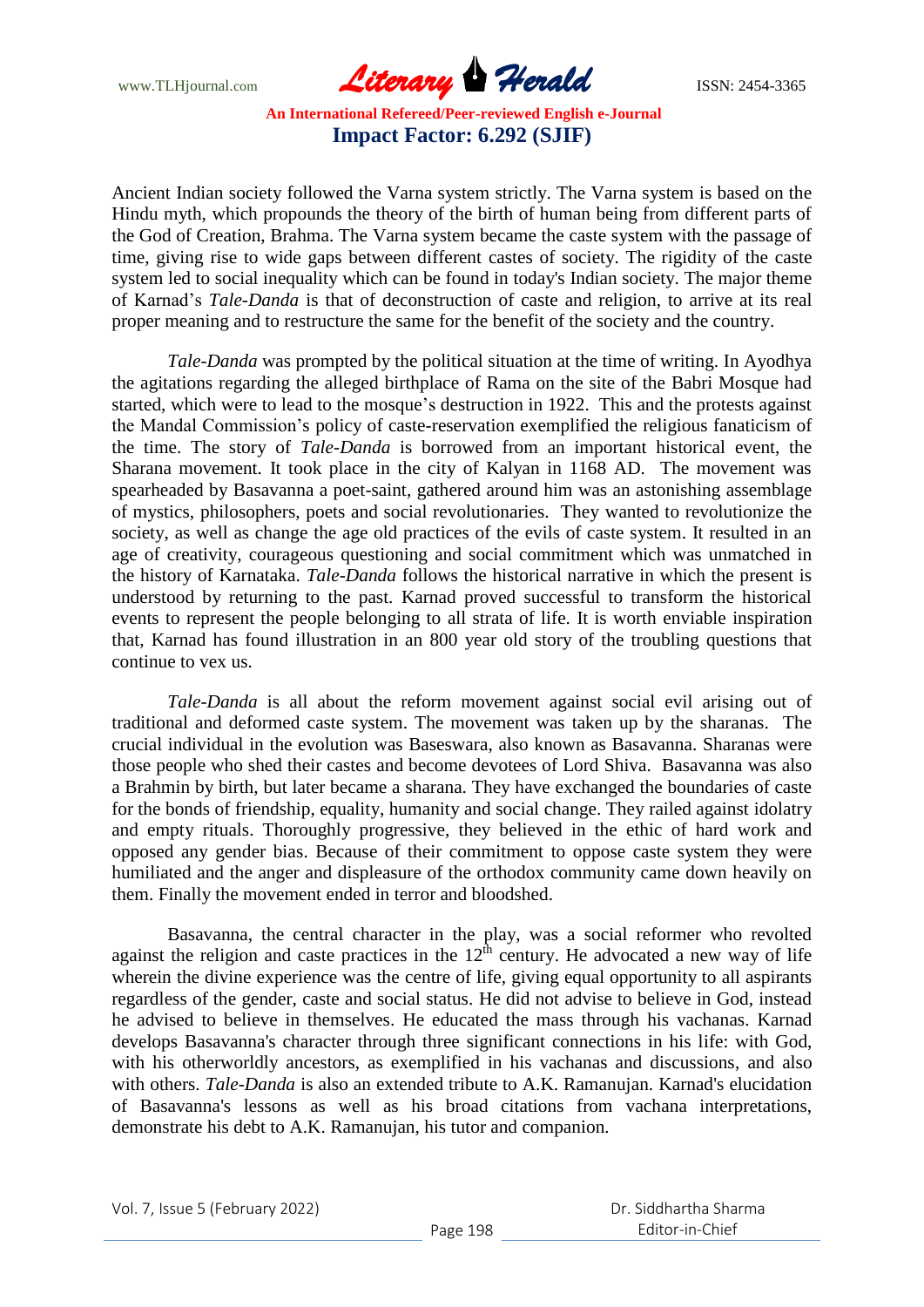Ancient Indian society followed the Varna system strictly. The Varna system is based on the Hindu myth, which propounds the theory of the birth of human being from different parts of the God of Creation, Brahma. The Varna system became the caste system with the passage of time, giving rise to wide gaps between different castes of society. The rigidity of the caste system led to social inequality which can be found in today's Indian society. The major theme of Karnad's *Tale-Danda* is that of deconstruction of caste and religion, to arrive at its real proper meaning and to restructure the same for the benefit of the society and the country.

*Tale-Danda* was prompted by the political situation at the time of writing. In Ayodhya the agitations regarding the alleged birthplace of Rama on the site of the Babri Mosque had started, which were to lead to the mosque's destruction in 1922. This and the protests against the Mandal Commission's policy of caste-reservation exemplified the religious fanaticism of the time. The story of *Tale-Danda* is borrowed from an important historical event, the Sharana movement. It took place in the city of Kalyan in 1168 AD. The movement was spearheaded by Basavanna a poet-saint, gathered around him was an astonishing assemblage of mystics, philosophers, poets and social revolutionaries. They wanted to revolutionize the society, as well as change the age old practices of the evils of caste system. It resulted in an age of creativity, courageous questioning and social commitment which was unmatched in the history of Karnataka. *Tale-Danda* follows the historical narrative in which the present is understood by returning to the past. Karnad proved successful to transform the historical events to represent the people belonging to all strata of life. It is worth enviable inspiration that, Karnad has found illustration in an 800 year old story of the troubling questions that continue to vex us.

*Tale-Danda* is all about the reform movement against social evil arising out of traditional and deformed caste system. The movement was taken up by the sharanas. The crucial individual in the evolution was Baseswara, also known as Basavanna. Sharanas were those people who shed their castes and become devotees of Lord Shiva. Basavanna was also a Brahmin by birth, but later became a sharana. They have exchanged the boundaries of caste for the bonds of friendship, equality, humanity and social change. They railed against idolatry and empty rituals. Thoroughly progressive, they believed in the ethic of hard work and opposed any gender bias. Because of their commitment to oppose caste system they were humiliated and the anger and displeasure of the orthodox community came down heavily on them. Finally the movement ended in terror and bloodshed.

Basavanna, the central character in the play, was a social reformer who revolted against the religion and caste practices in the 12th century. He advocated a new way of life wherein the divine experience was the centre of life, giving equal opportunity to all aspirants regardless of the gender, caste and social status. He did not advise to believe in God, instead he advised to believe in themselves. He educated the mass through his vachanas. Karnad develops Basavanna's character through three significant connections in his life: with God, with his otherworldly ancestors, as exemplified in his vachanas and discussions, and also with others. *Tale-Danda* is also an extended tribute to A.K. Ramanujan. Karnad's elucidation of Basavanna's lessons as well as his broad citations from vachana interpretations, demonstrate his debt to A.K. Ramanujan, his tutor and companion.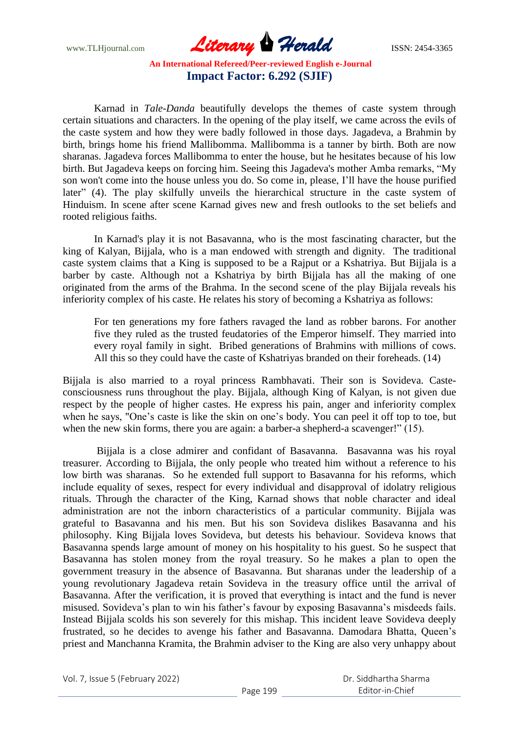Karnad in *Tale-Danda* beautifully develops the themes of caste system through certain situations and characters. In the opening of the play itself, we came across the evils of the caste system and how they were badly followed in those days. Jagadeva, a Brahmin by birth, brings home his friend Mallibomma. Mallibomma is a tanner by birth. Both are now sharanas. Jagadeva forces Mallibomma to enter the house, but he hesitates because of his low birth. But Jagadeva keeps on forcing him. Seeing this Jagadeva's mother Amba remarks, "My son won't come into the house unless you do. So come in, please, I'll have the house purified later" (4). The play skilfully unveils the hierarchical structure in the caste system of Hinduism. In scene after scene Karnad gives new and fresh outlooks to the set beliefs and rooted religious faiths.

In Karnad's play it is not Basavanna, who is the most fascinating character, but the king of Kalyan, Bijjala, who is a man endowed with strength and dignity. The traditional caste system claims that a King is supposed to be a Rajput or a Kshatriya. But Bijjala is a barber by caste. Although not a Kshatriya by birth Bijjala has all the making of one originated from the arms of the Brahma. In the second scene of the play Bijjala reveals his inferiority complex of his caste. He relates his story of becoming a Kshatriya as follows:

> For ten generations my fore fathers ravaged the land as robber barons. For another five they ruled as the trusted feudatories of the Emperor himself. They married into every royal family in sight. Bribed generations of Brahmins with millions of cows. All this so they could have the caste of Kshatriyas branded on their foreheads. (14)

Bijjala is also married to a royal princess Rambhavati. Their son is Sovideva. Caste-consciousness runs throughout the play. Bijjala, although King of Kalyan, is not given due respect by the people of higher castes. He express his pain, anger and inferiority complex when he says, "One's caste is like the skin on one's body. You can peel it off top to toe, but when the new skin forms, there you are again: a barber-a shepherd-a scavenger!" (15).

Bijjala is a close admirer and confidant of Basavanna. Basavanna was his royal treasurer. According to Bijjala, the only people who treated him without a reference to his low birth was sharanas. So he extended full support to Basavanna for his reforms, which include equality of sexes, respect for every individual and disapproval of idolatry religious rituals. Through the character of the King, Karnad shows that noble character and ideal administration are not the inborn characteristics of a particular community. Bijjala was grateful to Basavanna and his men. But his son Sovideva dislikes Basavanna and his philosophy. King Bijjala loves Sovideva, but detests his behaviour. Sovideva knows that Basavanna spends large amount of money on his hospitality to his guest. So he suspect that Basavanna has stolen money from the royal treasury. So he makes a plan to open the government treasury in the absence of Basavanna. But sharanas under the leadership of a young revolutionary Jagadeva retain Sovideva in the treasury office until the arrival of Basavanna. After the verification, it is proved that everything is intact and the fund is never misused. Sovideva's plan to win his father's favour by exposing Basavanna's misdeeds fails. Instead Bijjala scolds his son severely for this mishap. This incident leave Sovideva deeply frustrated, so he decides to avenge his father and Basavanna. Damodara Bhatta, Queen's priest and Manchanna Kramita, the Brahmin adviser to the King are also very unhappy about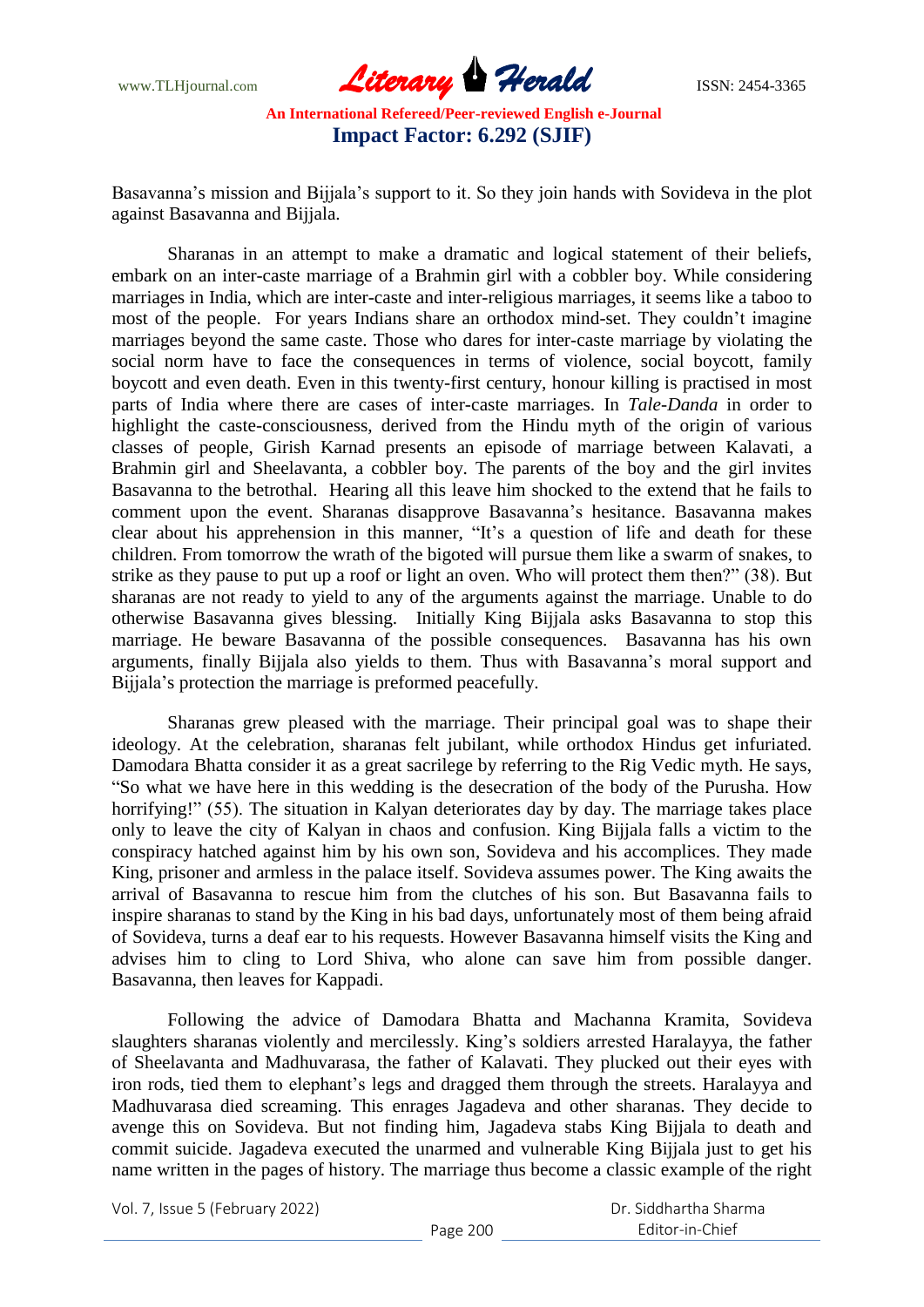Basavanna's mission and Bijjala's support to it. So they join hands with Sovideva in the plot against Basavanna and Bijjala.

Sharanas in an attempt to make a dramatic and logical statement of their beliefs, embark on an inter-caste marriage of a Brahmin girl with a cobbler boy. While considering marriages in India, which are inter-caste and inter-religious marriages, it seems like a taboo to most of the people. For years Indians share an orthodox mind-set. They couldn't imagine marriages beyond the same caste. Those who dares for inter-caste marriage by violating the social norm have to face the consequences in terms of violence, social boycott, family boycott and even death. Even in this twenty-first century, honour killing is practised in most parts of India where there are cases of inter-caste marriages. In *Tale-Danda* in order to highlight the caste-consciousness, derived from the Hindu myth of the origin of various classes of people, Girish Karnad presents an episode of marriage between Kalavati, a Brahmin girl and Sheelavanta, a cobbler boy. The parents of the boy and the girl invites Basavanna to the betrothal. Hearing all this leave him shocked to the extend that he fails to comment upon the event. Sharanas disapprove Basavanna's hesitance. Basavanna makes clear about his apprehension in this manner, "It's a question of life and death for these children. From tomorrow the wrath of the bigoted will pursue them like a swarm of snakes, to strike as they pause to put up a roof or light an oven. Who will protect them then?" (38). But sharanas are not ready to yield to any of the arguments against the marriage. Unable to do otherwise Basavanna gives blessing. Initially King Bijjala asks Basavanna to stop this marriage. He beware Basavanna of the possible consequences. Basavanna has his own arguments, finally Bijjala also yields to them. Thus with Basavanna's moral support and Bijjala's protection the marriage is preformed peacefully.

Sharanas grew pleased with the marriage. Their principal goal was to shape their ideology. At the celebration, sharanas felt jubilant, while orthodox Hindus get infuriated. Damodara Bhatta consider it as a great sacrilege by referring to the Rig Vedic myth. He says, "So what we have here in this wedding is the desecration of the body of the Purusha. How horrifying!" (55). The situation in Kalyan deteriorates day by day. The marriage takes place only to leave the city of Kalyan in chaos and confusion. King Bijjala falls a victim to the conspiracy hatched against him by his own son, Sovideva and his accomplices. They made King, prisoner and armless in the palace itself. Sovideva assumes power. The King awaits the arrival of Basavanna to rescue him from the clutches of his son. But Basavanna fails to inspire sharanas to stand by the King in his bad days, unfortunately most of them being afraid of Sovideva, turns a deaf ear to his requests. However Basavanna himself visits the King and advises him to cling to Lord Shiva, who alone can save him from possible danger. Basavanna, then leaves for Kappadi.

Following the advice of Damodara Bhatta and Machanna Kramita, Sovideva slaughters sharanas violently and mercilessly. King's soldiers arrested Haralayya, the father of Sheelavanta and Madhuvarasa, the father of Kalavati. They plucked out their eyes with iron rods, tied them to elephant's legs and dragged them through the streets. Haralayya and Madhuvarasa died screaming. This enrages Jagadeva and other sharanas. They decide to avenge this on Sovideva. But not finding him, Jagadeva stabs King Bijjala to death and commit suicide. Jagadeva executed the unarmed and vulnerable King Bijjala just to get his name written in the pages of history. The marriage thus become a classic example of the right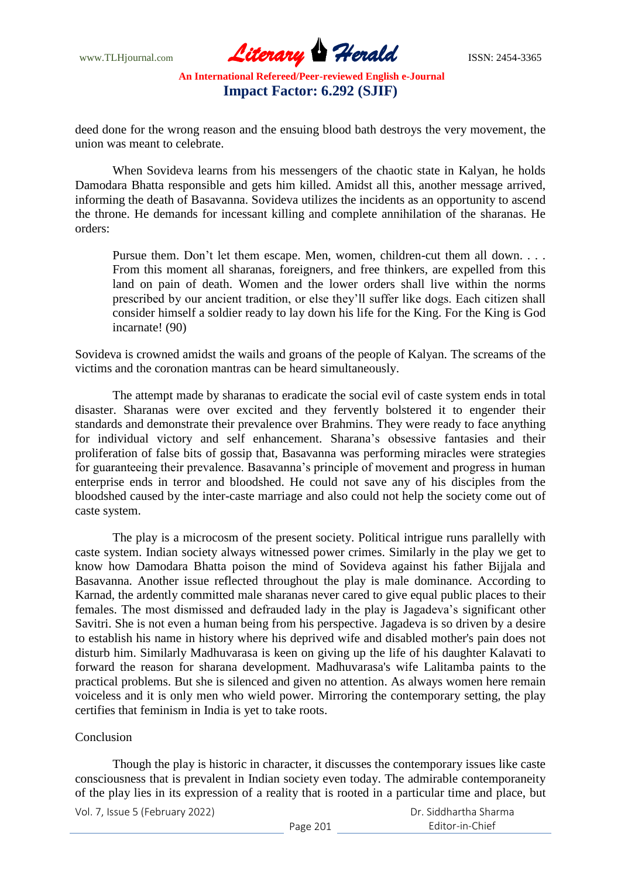deed done for the wrong reason and the ensuing blood bath destroys the very movement, the union was meant to celebrate.

When Sovideva learns from his messengers of the chaotic state in Kalyan, he holds Damodara Bhatta responsible and gets him killed. Amidst all this, another message arrived, informing the death of Basavanna. Sovideva utilizes the incidents as an opportunity to ascend the throne. He demands for incessant killing and complete annihilation of the sharanas. He orders:

> Pursue them. Don't let them escape. Men, women, children-cut them all down. . . . From this moment all sharanas, foreigners, and free thinkers, are expelled from this land on pain of death. Women and the lower orders shall live within the norms prescribed by our ancient tradition, or else they'll suffer like dogs. Each citizen shall consider himself a soldier ready to lay down his life for the King. For the King is God incarnate! (90)

Sovideva is crowned amidst the wails and groans of the people of Kalyan. The screams of the victims and the coronation mantras can be heard simultaneously.

The attempt made by sharanas to eradicate the social evil of caste system ends in total disaster. Sharanas were over excited and they fervently bolstered it to engender their standards and demonstrate their prevalence over Brahmins. They were ready to face anything for individual victory and self enhancement. Sharana's obsessive fantasies and their proliferation of false bits of gossip that, Basavanna was performing miracles were strategies for guaranteeing their prevalence. Basavanna's principle of movement and progress in human enterprise ends in terror and bloodshed. He could not save any of his disciples from the bloodshed caused by the inter-caste marriage and also could not help the society come out of caste system.

The play is a microcosm of the present society. Political intrigue runs parallelly with caste system. Indian society always witnessed power crimes. Similarly in the play we get to know how Damodara Bhatta poison the mind of Sovideva against his father Bijjala and Basavanna. Another issue reflected throughout the play is male dominance. According to Karnad, the ardently committed male sharanas never cared to give equal public places to their females. The most dismissed and defrauded lady in the play is Jagadeva's significant other Savitri. She is not even a human being from his perspective. Jagadeva is so driven by a desire to establish his name in history where his deprived wife and disabled mother's pain does not disturb him. Similarly Madhuvarasa is keen on giving up the life of his daughter Kalavati to forward the reason for sharana development. Madhuvarasa's wife Lalitamba paints to the practical problems. But she is silenced and given no attention. As always women here remain voiceless and it is only men who wield power. Mirroring the contemporary setting, the play certifies that feminism in India is yet to take roots.

## Conclusion

Though the play is historic in character, it discusses the contemporary issues like caste consciousness that is prevalent in Indian society even today. The admirable contemporaneity of the play lies in its expression of a reality that is rooted in a particular time and place, but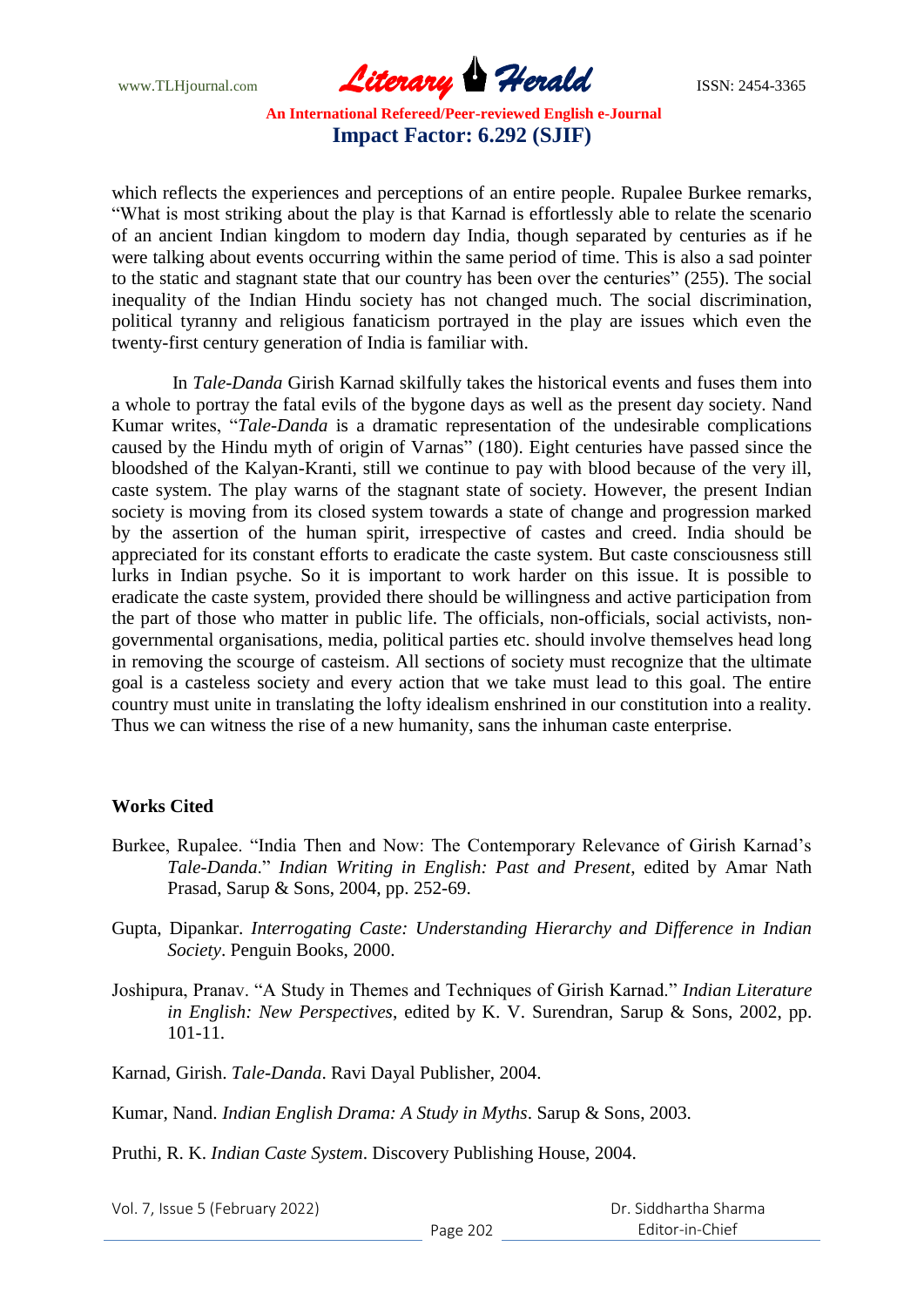which reflects the experiences and perceptions of an entire people. Rupalee Burkee remarks, "What is most striking about the play is that Karnad is effortlessly able to relate the scenario of an ancient Indian kingdom to modern day India, though separated by centuries as if he were talking about events occurring within the same period of time. This is also a sad pointer to the static and stagnant state that our country has been over the centuries" (255). The social inequality of the Indian Hindu society has not changed much. The social discrimination, political tyranny and religious fanaticism portrayed in the play are issues which even the twenty-first century generation of India is familiar with.

In *Tale-Danda* Girish Karnad skilfully takes the historical events and fuses them into a whole to portray the fatal evils of the bygone days as well as the present day society. Nand Kumar writes, "*Tale-Danda* is a dramatic representation of the undesirable complications caused by the Hindu myth of origin of Varnas" (180). Eight centuries have passed since the bloodshed of the Kalyan-Kranti, still we continue to pay with blood because of the very ill, caste system. The play warns of the stagnant state of society. However, the present Indian society is moving from its closed system towards a state of change and progression marked by the assertion of the human spirit, irrespective of castes and creed. India should be appreciated for its constant efforts to eradicate the caste system. But caste consciousness still lurks in Indian psyche. So it is important to work harder on this issue. It is possible to eradicate the caste system, provided there should be willingness and active participation from the part of those who matter in public life. The officials, non-officials, social activists, non-governmental organisations, media, political parties etc. should involve themselves head long in removing the scourge of casteism. All sections of society must recognize that the ultimate goal is a casteless society and every action that we take must lead to this goal. The entire country must unite in translating the lofty idealism enshrined in our constitution into a reality. Thus we can witness the rise of a new humanity, sans the inhuman caste enterprise.

## Works Cited

Burkee, Rupalee. "India Then and Now: The Contemporary Relevance of Girish Karnad's *Tale-Danda*." *Indian Writing in English: Past and Present*, edited by Amar Nath Prasad, Sarup & Sons, 2004, pp. 252-69.

Gupta, Dipankar. *Interrogating Caste: Understanding Hierarchy and Difference in Indian Society*. Penguin Books, 2000.

Joshipura, Pranav. "A Study in Themes and Techniques of Girish Karnad." *Indian Literature in English: New Perspectives*, edited by K. V. Surendran, Sarup & Sons, 2002, pp. 101-11.

Karnad, Girish. *Tale-Danda*. Ravi Dayal Publisher, 2004.

Kumar, Nand. *Indian English Drama: A Study in Myths*. Sarup & Sons, 2003.

Pruthi, R. K. *Indian Caste System*. Discovery Publishing House, 2004.